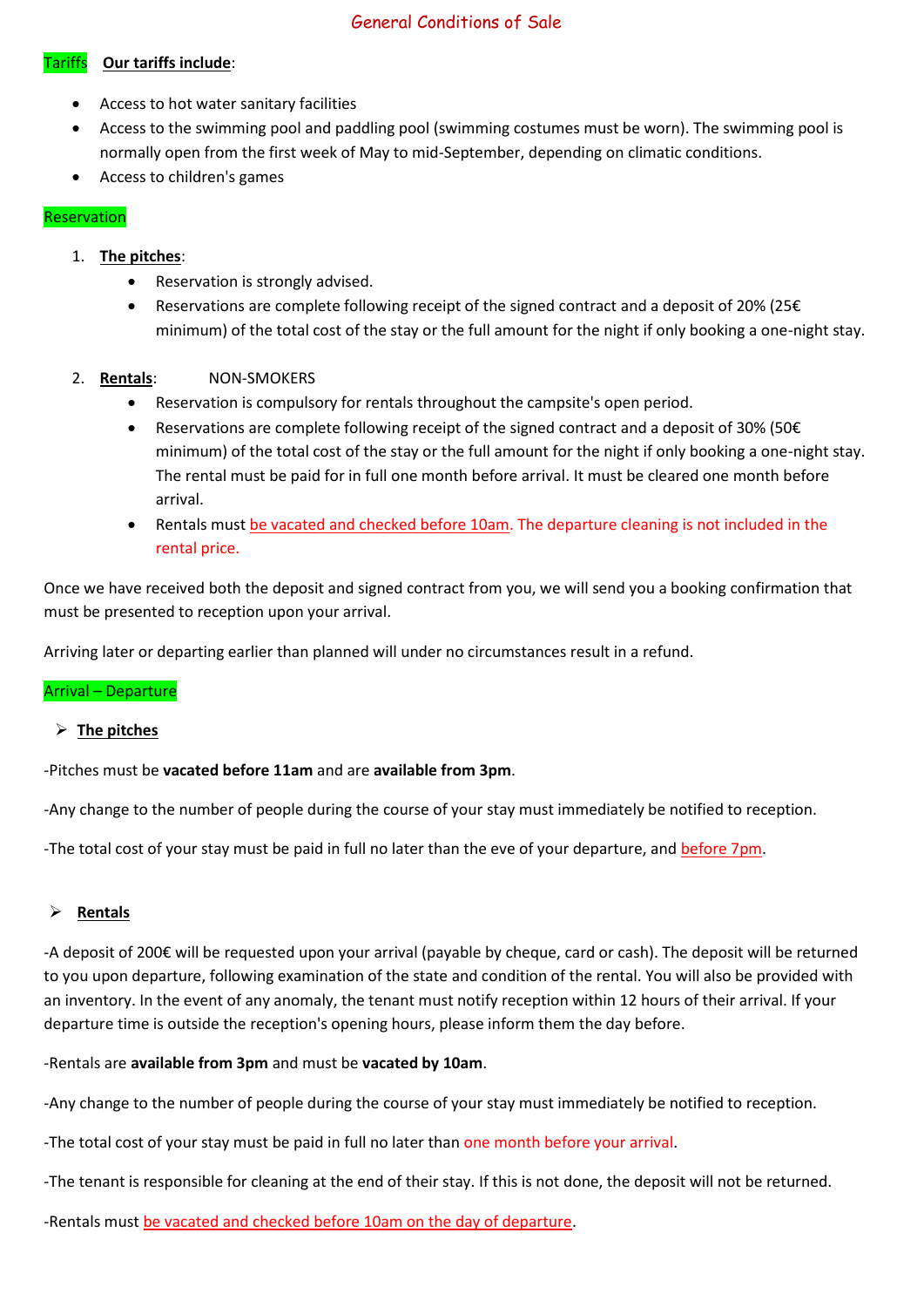# General Conditions of Sale

Tariffs **Our tariffs include**:

- Access to hot water sanitary facilities
- Access to the swimming pool and paddling pool (swimming costumes must be worn). The swimming pool is normally open from the first week of May to mid-September, depending on climatic conditions.
- Access to children's games

Reservation

1. **The pitches**:
   - Reservation is strongly advised.
   - Reservations are complete following receipt of the signed contract and a deposit of 20% (25€ minimum) of the total cost of the stay or the full amount for the night if only booking a one-night stay.

2. **Rentals**: NON-SMOKERS
   - Reservation is compulsory for rentals throughout the campsite's open period.
   - Reservations are complete following receipt of the signed contract and a deposit of 30% (50€ minimum) of the total cost of the stay or the full amount for the night if only booking a one-night stay. The rental must be paid for in full one month before arrival. It must be cleared one month before arrival.
   - Rentals must be vacated and checked before 10am. The departure cleaning is not included in the rental price.

Once we have received both the deposit and signed contract from you, we will send you a booking confirmation that must be presented to reception upon your arrival.

Arriving later or departing earlier than planned will under no circumstances result in a refund.

Arrival – Departure

- **The pitches**

-Pitches must be **vacated before 11am** and are **available from 3pm**.

-Any change to the number of people during the course of your stay must immediately be notified to reception.

-The total cost of your stay must be paid in full no later than the eve of your departure, and before 7pm.

- **Rentals**

-A deposit of 200€ will be requested upon your arrival (payable by cheque, card or cash). The deposit will be returned to you upon departure, following examination of the state and condition of the rental. You will also be provided with an inventory. In the event of any anomaly, the tenant must notify reception within 12 hours of their arrival. If your departure time is outside the reception's opening hours, please inform them the day before.

-Rentals are **available from 3pm** and must be **vacated by 10am**.

-Any change to the number of people during the course of your stay must immediately be notified to reception.

-The total cost of your stay must be paid in full no later than one month before your arrival.

-The tenant is responsible for cleaning at the end of their stay. If this is not done, the deposit will not be returned.

-Rentals must be vacated and checked before 10am on the day of departure.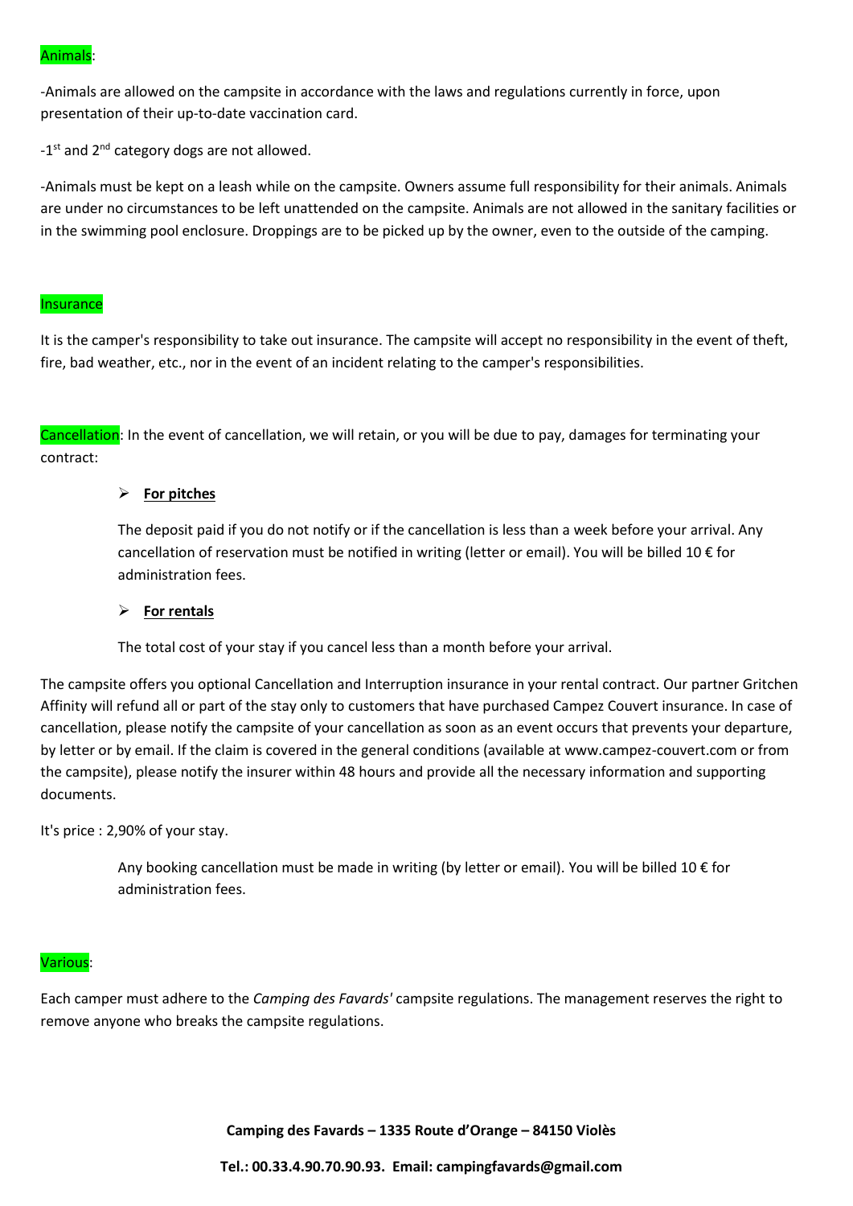## Animals:

-Animals are allowed on the campsite in accordance with the laws and regulations currently in force, upon presentation of their up-to-date vaccination card.

-1st and 2nd category dogs are not allowed.

-Animals must be kept on a leash while on the campsite. Owners assume full responsibility for their animals. Animals are under no circumstances to be left unattended on the campsite. Animals are not allowed in the sanitary facilities or in the swimming pool enclosure. Droppings are to be picked up by the owner, even to the outside of the camping.

## Insurance

It is the camper's responsibility to take out insurance. The campsite will accept no responsibility in the event of theft, fire, bad weather, etc., nor in the event of an incident relating to the camper's responsibilities.

## Cancellation

Cancellation: In the event of cancellation, we will retain, or you will be due to pay, damages for terminating your contract:

- **For pitches**

  The deposit paid if you do not notify or if the cancellation is less than a week before your arrival. Any cancellation of reservation must be notified in writing (letter or email). You will be billed 10 € for administration fees.

- **For rentals**

  The total cost of your stay if you cancel less than a month before your arrival.

The campsite offers you optional Cancellation and Interruption insurance in your rental contract. Our partner Gritchen Affinity will refund all or part of the stay only to customers that have purchased Campez Couvert insurance. In case of cancellation, please notify the campsite of your cancellation as soon as an event occurs that prevents your departure, by letter or by email. If the claim is covered in the general conditions (available at www.campez-couvert.com or from the campsite), please notify the insurer within 48 hours and provide all the necessary information and supporting documents.

It's price : 2,90% of your stay.

Any booking cancellation must be made in writing (by letter or email). You will be billed 10 € for administration fees.

## Various:

Each camper must adhere to the *Camping des Favards'* campsite regulations. The management reserves the right to remove anyone who breaks the campsite regulations.

**Camping des Favards – 1335 Route d'Orange – 84150 Violès**

**Tel.: 00.33.4.90.70.90.93. Email: campingfavards@gmail.com**